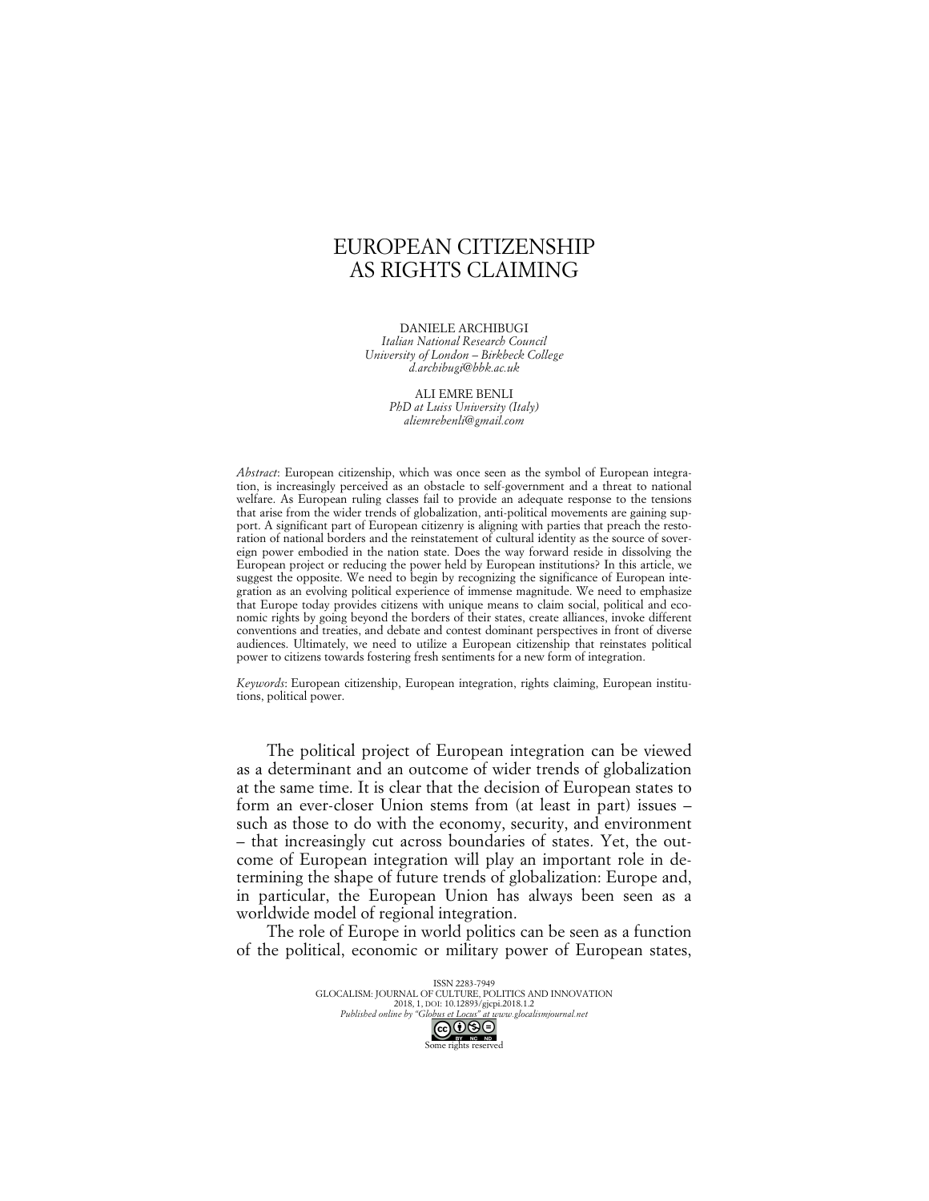# EUROPEAN CITIZENSHIP AS RIGHTS CLAIMING

DANIELE ARCHIBUGI
*Italian National Research Council*
*University of London – Birkbeck College*
*d.archibugi@bbk.ac.uk*

ALI EMRE BENLI
*PhD at Luiss University (Italy)*
*aliemrebenli@gmail.com*

*Abstract*: European citizenship, which was once seen as the symbol of European integration, is increasingly perceived as an obstacle to self-government and a threat to national welfare. As European ruling classes fail to provide an adequate response to the tensions that arise from the wider trends of globalization, anti-political movements are gaining support. A significant part of European citizenry is aligning with parties that preach the restoration of national borders and the reinstatement of cultural identity as the source of sovereign power embodied in the nation state. Does the way forward reside in dissolving the European project or reducing the power held by European institutions? In this article, we suggest the opposite. We need to begin by recognizing the significance of European integration as an evolving political experience of immense magnitude. We need to emphasize that Europe today provides citizens with unique means to claim social, political and economic rights by going beyond the borders of their states, create alliances, invoke different conventions and treaties, and debate and contest dominant perspectives in front of diverse audiences. Ultimately, we need to utilize a European citizenship that reinstates political power to citizens towards fostering fresh sentiments for a new form of integration.

*Keywords*: European citizenship, European integration, rights claiming, European institutions, political power.

The political project of European integration can be viewed as a determinant and an outcome of wider trends of globalization at the same time. It is clear that the decision of European states to form an ever-closer Union stems from (at least in part) issues – such as those to do with the economy, security, and environment – that increasingly cut across boundaries of states. Yet, the outcome of European integration will play an important role in determining the shape of future trends of globalization: Europe and, in particular, the European Union has always been seen as a worldwide model of regional integration.

The role of Europe in world politics can be seen as a function of the political, economic or military power of European states,

ISSN 2283-7949
GLOCALISM: JOURNAL OF CULTURE, POLITICS AND INNOVATION
2018, 1, DOI: 10.12893/gjcpi.2018.1.2
*Published online by "Globus et Locus" at www.glocalismjournal.net*
Some rights reserved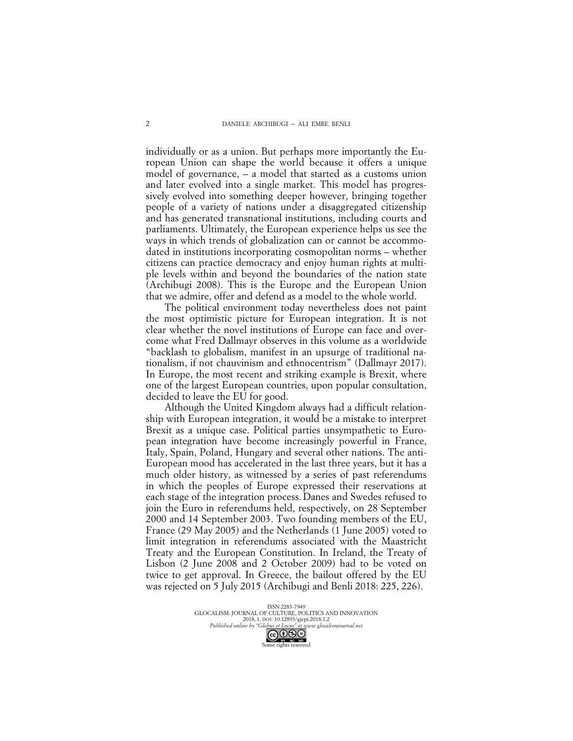individually or as a union. But perhaps more importantly the European Union can shape the world because it offers a unique model of governance, – a model that started as a customs union and later evolved into a single market. This model has progressively evolved into something deeper however, bringing together people of a variety of nations under a disaggregated citizenship and has generated transnational institutions, including courts and parliaments. Ultimately, the European experience helps us see the ways in which trends of globalization can or cannot be accommodated in institutions incorporating cosmopolitan norms – whether citizens can practice democracy and enjoy human rights at multiple levels within and beyond the boundaries of the nation state (Archibugi 2008). This is the Europe and the European Union that we admire, offer and defend as a model to the whole world.

The political environment today nevertheless does not paint the most optimistic picture for European integration. It is not clear whether the novel institutions of Europe can face and overcome what Fred Dallmayr observes in this volume as a worldwide "backlash to globalism, manifest in an upsurge of traditional nationalism, if not chauvinism and ethnocentrism" (Dallmayr 2017). In Europe, the most recent and striking example is Brexit, where one of the largest European countries, upon popular consultation, decided to leave the EU for good.

Although the United Kingdom always had a difficult relationship with European integration, it would be a mistake to interpret Brexit as a unique case. Political parties unsympathetic to European integration have become increasingly powerful in France, Italy, Spain, Poland, Hungary and several other nations. The anti-European mood has accelerated in the last three years, but it has a much older history, as witnessed by a series of past referendums in which the peoples of Europe expressed their reservations at each stage of the integration process. Danes and Swedes refused to join the Euro in referendums held, respectively, on 28 September 2000 and 14 September 2003. Two founding members of the EU, France (29 May 2005) and the Netherlands (1 June 2005) voted to limit integration in referendums associated with the Maastricht Treaty and the European Constitution. In Ireland, the Treaty of Lisbon (2 June 2008 and 2 October 2009) had to be voted on twice to get approval. In Greece, the bailout offered by the EU was rejected on 5 July 2015 (Archibugi and Benli 2018: 225, 226).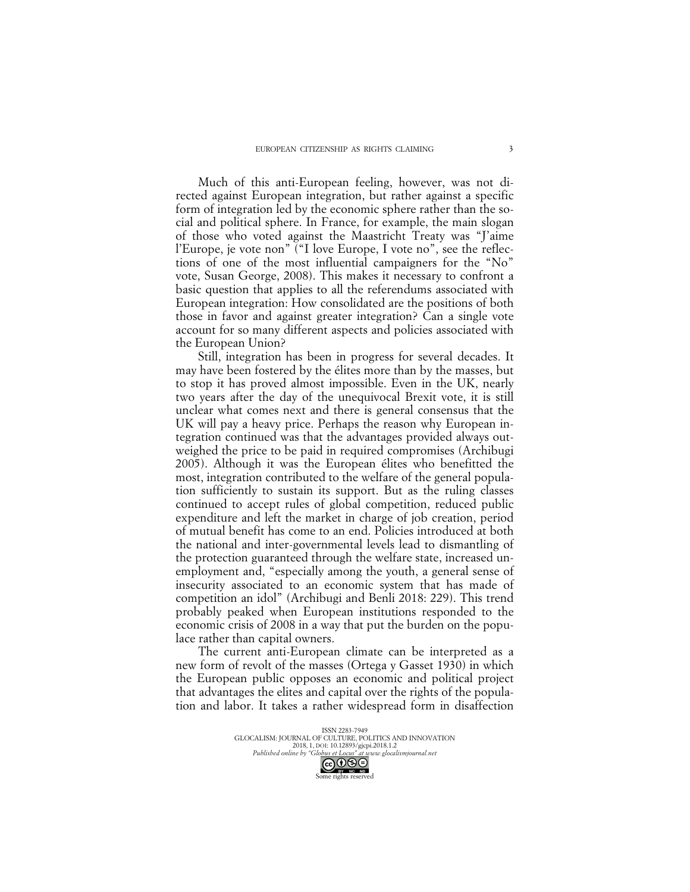Much of this anti-European feeling, however, was not directed against European integration, but rather against a specific form of integration led by the economic sphere rather than the social and political sphere. In France, for example, the main slogan of those who voted against the Maastricht Treaty was "J'aime l'Europe, je vote non" ("I love Europe, I vote no", see the reflections of one of the most influential campaigners for the "No" vote, Susan George, 2008). This makes it necessary to confront a basic question that applies to all the referendums associated with European integration: How consolidated are the positions of both those in favor and against greater integration? Can a single vote account for so many different aspects and policies associated with the European Union?

Still, integration has been in progress for several decades. It may have been fostered by the élites more than by the masses, but to stop it has proved almost impossible. Even in the UK, nearly two years after the day of the unequivocal Brexit vote, it is still unclear what comes next and there is general consensus that the UK will pay a heavy price. Perhaps the reason why European integration continued was that the advantages provided always outweighed the price to be paid in required compromises (Archibugi 2005). Although it was the European élites who benefitted the most, integration contributed to the welfare of the general population sufficiently to sustain its support. But as the ruling classes continued to accept rules of global competition, reduced public expenditure and left the market in charge of job creation, period of mutual benefit has come to an end. Policies introduced at both the national and inter-governmental levels lead to dismantling of the protection guaranteed through the welfare state, increased unemployment and, "especially among the youth, a general sense of insecurity associated to an economic system that has made of competition an idol" (Archibugi and Benli 2018: 229). This trend probably peaked when European institutions responded to the economic crisis of 2008 in a way that put the burden on the populace rather than capital owners.

The current anti-European climate can be interpreted as a new form of revolt of the masses (Ortega y Gasset 1930) in which the European public opposes an economic and political project that advantages the elites and capital over the rights of the population and labor. It takes a rather widespread form in disaffection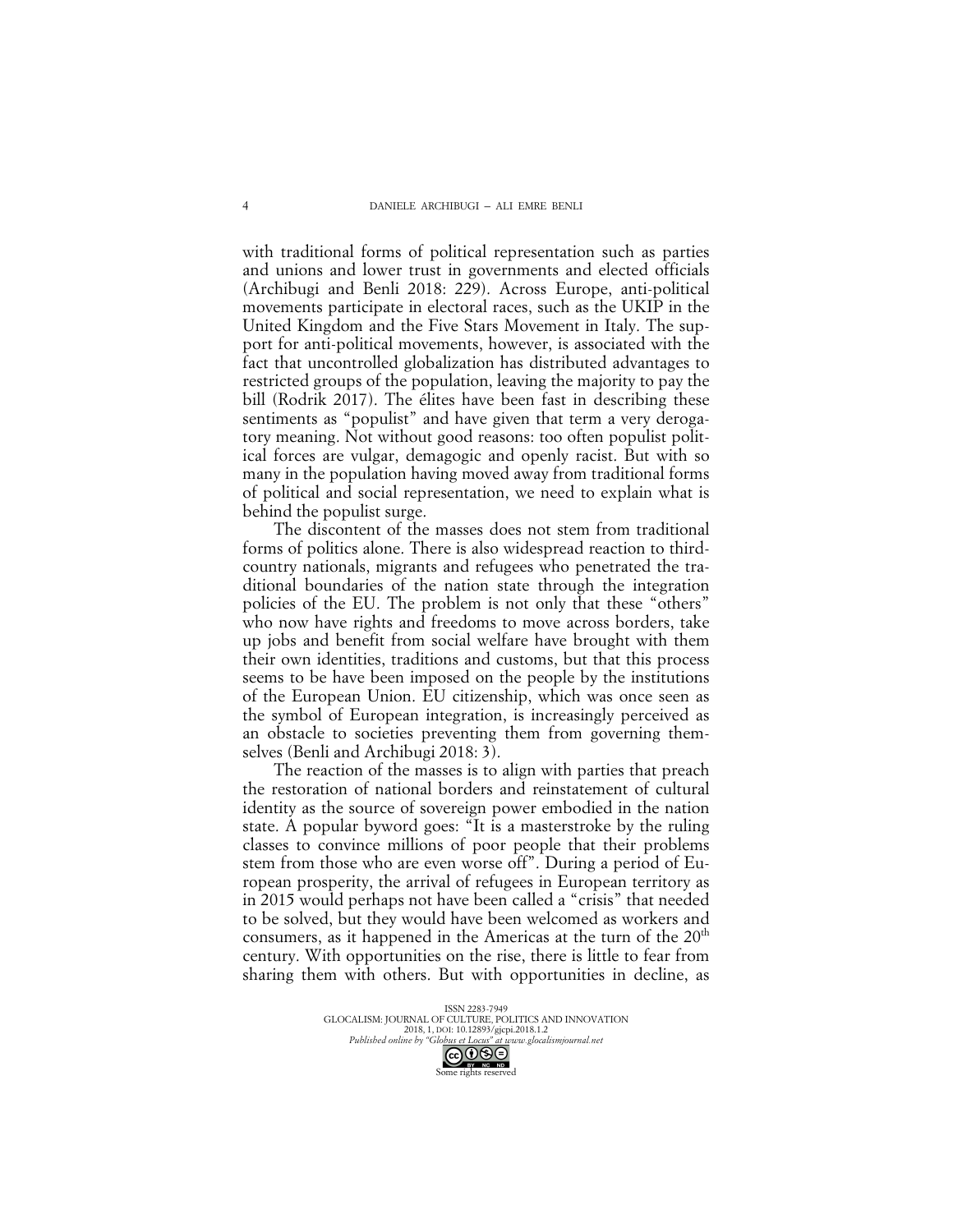with traditional forms of political representation such as parties and unions and lower trust in governments and elected officials (Archibugi and Benli 2018: 229). Across Europe, anti-political movements participate in electoral races, such as the UKIP in the United Kingdom and the Five Stars Movement in Italy. The support for anti-political movements, however, is associated with the fact that uncontrolled globalization has distributed advantages to restricted groups of the population, leaving the majority to pay the bill (Rodrik 2017). The élites have been fast in describing these sentiments as "populist" and have given that term a very derogatory meaning. Not without good reasons: too often populist political forces are vulgar, demagogic and openly racist. But with so many in the population having moved away from traditional forms of political and social representation, we need to explain what is behind the populist surge.

The discontent of the masses does not stem from traditional forms of politics alone. There is also widespread reaction to third-country nationals, migrants and refugees who penetrated the traditional boundaries of the nation state through the integration policies of the EU. The problem is not only that these "others" who now have rights and freedoms to move across borders, take up jobs and benefit from social welfare have brought with them their own identities, traditions and customs, but that this process seems to be have been imposed on the people by the institutions of the European Union. EU citizenship, which was once seen as the symbol of European integration, is increasingly perceived as an obstacle to societies preventing them from governing themselves (Benli and Archibugi 2018: 3).

The reaction of the masses is to align with parties that preach the restoration of national borders and reinstatement of cultural identity as the source of sovereign power embodied in the nation state. A popular byword goes: "It is a masterstroke by the ruling classes to convince millions of poor people that their problems stem from those who are even worse off". During a period of European prosperity, the arrival of refugees in European territory as in 2015 would perhaps not have been called a "crisis" that needed to be solved, but they would have been welcomed as workers and consumers, as it happened in the Americas at the turn of the 20th century. With opportunities on the rise, there is little to fear from sharing them with others. But with opportunities in decline, as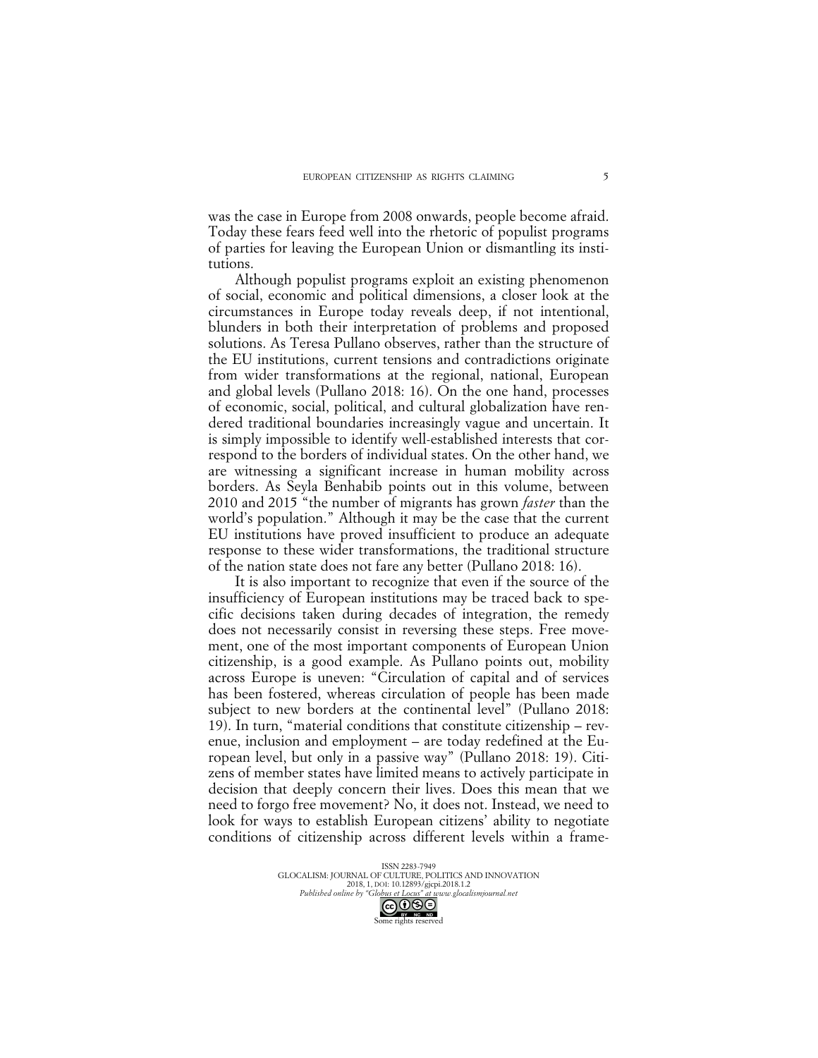was the case in Europe from 2008 onwards, people become afraid. Today these fears feed well into the rhetoric of populist programs of parties for leaving the European Union or dismantling its institutions.

Although populist programs exploit an existing phenomenon of social, economic and political dimensions, a closer look at the circumstances in Europe today reveals deep, if not intentional, blunders in both their interpretation of problems and proposed solutions. As Teresa Pullano observes, rather than the structure of the EU institutions, current tensions and contradictions originate from wider transformations at the regional, national, European and global levels (Pullano 2018: 16). On the one hand, processes of economic, social, political, and cultural globalization have rendered traditional boundaries increasingly vague and uncertain. It is simply impossible to identify well-established interests that correspond to the borders of individual states. On the other hand, we are witnessing a significant increase in human mobility across borders. As Seyla Benhabib points out in this volume, between 2010 and 2015 "the number of migrants has grown *faster* than the world's population." Although it may be the case that the current EU institutions have proved insufficient to produce an adequate response to these wider transformations, the traditional structure of the nation state does not fare any better (Pullano 2018: 16).

It is also important to recognize that even if the source of the insufficiency of European institutions may be traced back to specific decisions taken during decades of integration, the remedy does not necessarily consist in reversing these steps. Free movement, one of the most important components of European Union citizenship, is a good example. As Pullano points out, mobility across Europe is uneven: "Circulation of capital and of services has been fostered, whereas circulation of people has been made subject to new borders at the continental level" (Pullano 2018: 19). In turn, "material conditions that constitute citizenship – revenue, inclusion and employment – are today redefined at the European level, but only in a passive way" (Pullano 2018: 19). Citizens of member states have limited means to actively participate in decision that deeply concern their lives. Does this mean that we need to forgo free movement? No, it does not. Instead, we need to look for ways to establish European citizens' ability to negotiate conditions of citizenship across different levels within a frame-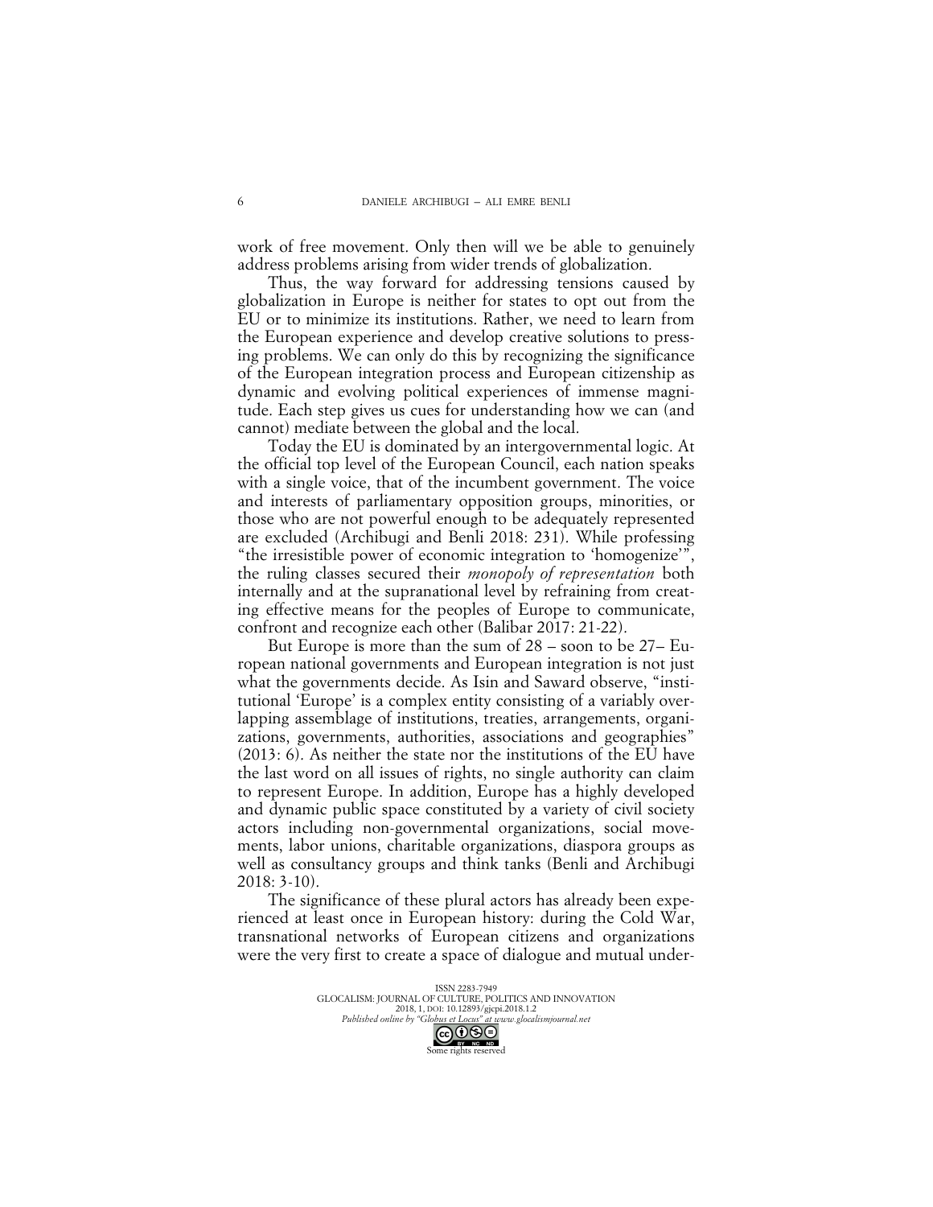work of free movement. Only then will we be able to genuinely address problems arising from wider trends of globalization.

Thus, the way forward for addressing tensions caused by globalization in Europe is neither for states to opt out from the EU or to minimize its institutions. Rather, we need to learn from the European experience and develop creative solutions to pressing problems. We can only do this by recognizing the significance of the European integration process and European citizenship as dynamic and evolving political experiences of immense magnitude. Each step gives us cues for understanding how we can (and cannot) mediate between the global and the local.

Today the EU is dominated by an intergovernmental logic. At the official top level of the European Council, each nation speaks with a single voice, that of the incumbent government. The voice and interests of parliamentary opposition groups, minorities, or those who are not powerful enough to be adequately represented are excluded (Archibugi and Benli 2018: 231). While professing "the irresistible power of economic integration to 'homogenize'", the ruling classes secured their *monopoly of representation* both internally and at the supranational level by refraining from creating effective means for the peoples of Europe to communicate, confront and recognize each other (Balibar 2017: 21-22).

But Europe is more than the sum of 28 – soon to be 27– European national governments and European integration is not just what the governments decide. As Isin and Saward observe, "institutional 'Europe' is a complex entity consisting of a variably overlapping assemblage of institutions, treaties, arrangements, organizations, governments, authorities, associations and geographies" (2013: 6). As neither the state nor the institutions of the EU have the last word on all issues of rights, no single authority can claim to represent Europe. In addition, Europe has a highly developed and dynamic public space constituted by a variety of civil society actors including non-governmental organizations, social movements, labor unions, charitable organizations, diaspora groups as well as consultancy groups and think tanks (Benli and Archibugi 2018: 3-10).

The significance of these plural actors has already been experienced at least once in European history: during the Cold War, transnational networks of European citizens and organizations were the very first to create a space of dialogue and mutual under-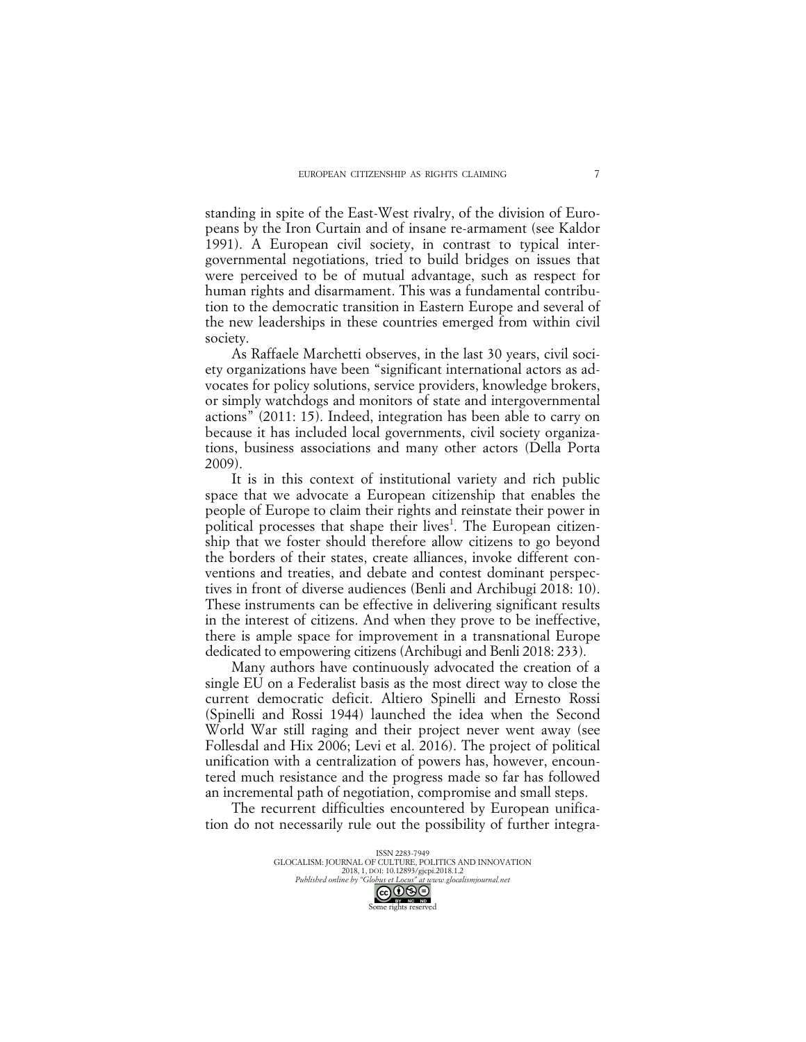standing in spite of the East-West rivalry, of the division of Europeans by the Iron Curtain and of insane re-armament (see Kaldor 1991). A European civil society, in contrast to typical intergovernmental negotiations, tried to build bridges on issues that were perceived to be of mutual advantage, such as respect for human rights and disarmament. This was a fundamental contribution to the democratic transition in Eastern Europe and several of the new leaderships in these countries emerged from within civil society.

As Raffaele Marchetti observes, in the last 30 years, civil society organizations have been "significant international actors as advocates for policy solutions, service providers, knowledge brokers, or simply watchdogs and monitors of state and intergovernmental actions" (2011: 15). Indeed, integration has been able to carry on because it has included local governments, civil society organizations, business associations and many other actors (Della Porta 2009).

It is in this context of institutional variety and rich public space that we advocate a European citizenship that enables the people of Europe to claim their rights and reinstate their power in political processes that shape their lives[1]. The European citizenship that we foster should therefore allow citizens to go beyond the borders of their states, create alliances, invoke different conventions and treaties, and debate and contest dominant perspectives in front of diverse audiences (Benli and Archibugi 2018: 10). These instruments can be effective in delivering significant results in the interest of citizens. And when they prove to be ineffective, there is ample space for improvement in a transnational Europe dedicated to empowering citizens (Archibugi and Benli 2018: 233).

Many authors have continuously advocated the creation of a single EU on a Federalist basis as the most direct way to close the current democratic deficit. Altiero Spinelli and Ernesto Rossi (Spinelli and Rossi 1944) launched the idea when the Second World War still raging and their project never went away (see Follesdal and Hix 2006; Levi et al. 2016). The project of political unification with a centralization of powers has, however, encountered much resistance and the progress made so far has followed an incremental path of negotiation, compromise and small steps.

The recurrent difficulties encountered by European unification do not necessarily rule out the possibility of further integra-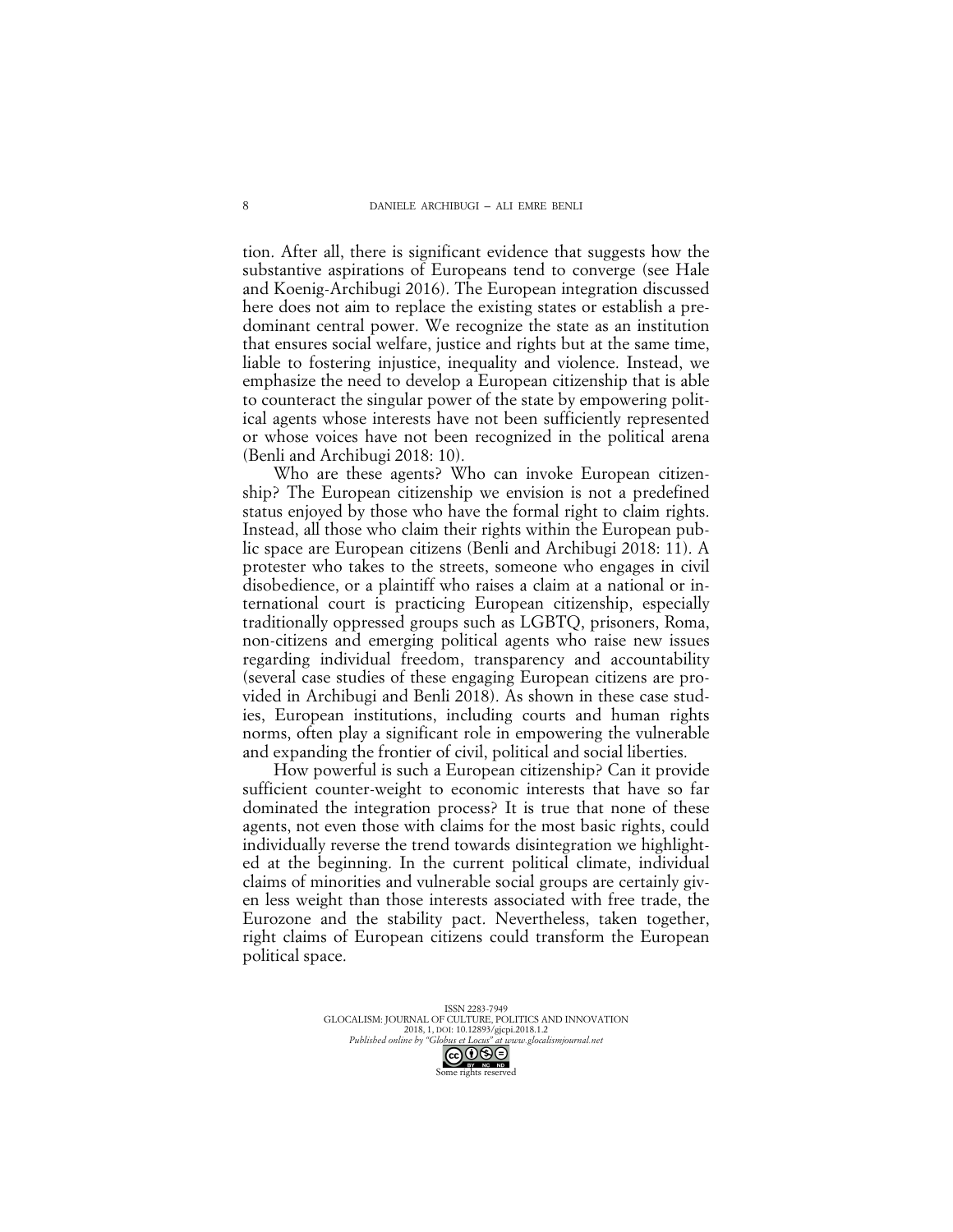tion. After all, there is significant evidence that suggests how the substantive aspirations of Europeans tend to converge (see Hale and Koenig-Archibugi 2016). The European integration discussed here does not aim to replace the existing states or establish a predominant central power. We recognize the state as an institution that ensures social welfare, justice and rights but at the same time, liable to fostering injustice, inequality and violence. Instead, we emphasize the need to develop a European citizenship that is able to counteract the singular power of the state by empowering political agents whose interests have not been sufficiently represented or whose voices have not been recognized in the political arena (Benli and Archibugi 2018: 10).

Who are these agents? Who can invoke European citizenship? The European citizenship we envision is not a predefined status enjoyed by those who have the formal right to claim rights. Instead, all those who claim their rights within the European public space are European citizens (Benli and Archibugi 2018: 11). A protester who takes to the streets, someone who engages in civil disobedience, or a plaintiff who raises a claim at a national or international court is practicing European citizenship, especially traditionally oppressed groups such as LGBTQ, prisoners, Roma, non-citizens and emerging political agents who raise new issues regarding individual freedom, transparency and accountability (several case studies of these engaging European citizens are provided in Archibugi and Benli 2018). As shown in these case studies, European institutions, including courts and human rights norms, often play a significant role in empowering the vulnerable and expanding the frontier of civil, political and social liberties.

How powerful is such a European citizenship? Can it provide sufficient counter-weight to economic interests that have so far dominated the integration process? It is true that none of these agents, not even those with claims for the most basic rights, could individually reverse the trend towards disintegration we highlighted at the beginning. In the current political climate, individual claims of minorities and vulnerable social groups are certainly given less weight than those interests associated with free trade, the Eurozone and the stability pact. Nevertheless, taken together, right claims of European citizens could transform the European political space.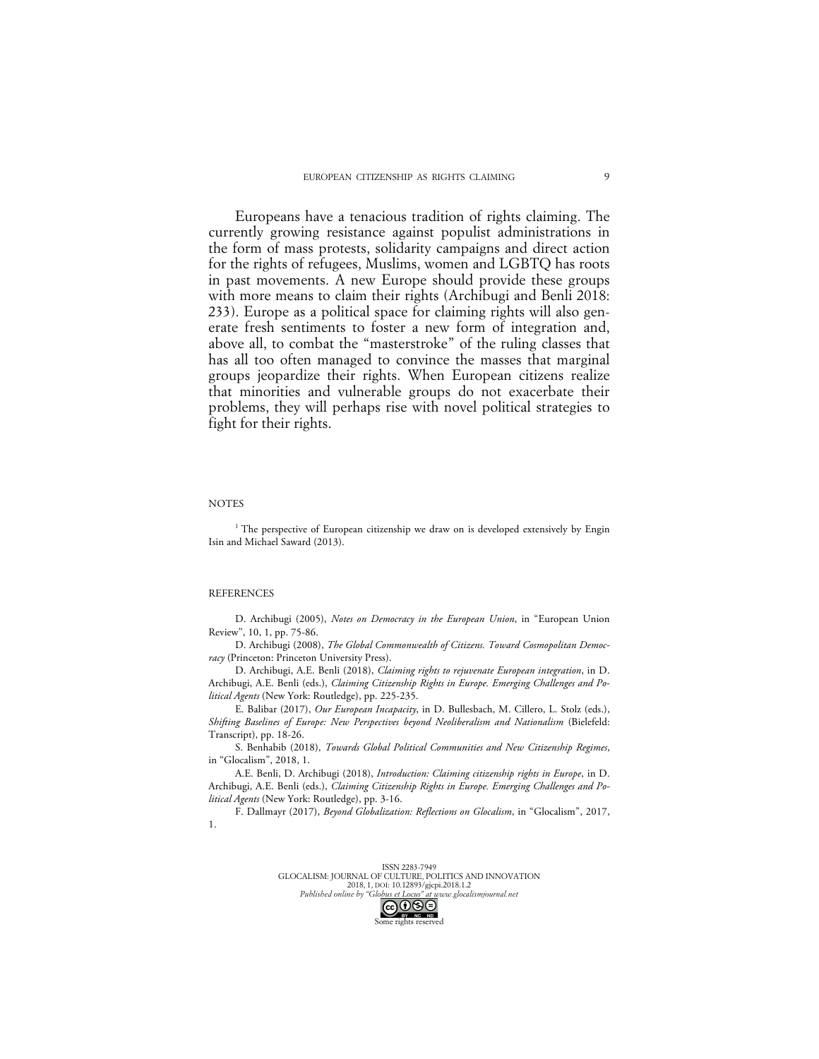Europeans have a tenacious tradition of rights claiming. The currently growing resistance against populist administrations in the form of mass protests, solidarity campaigns and direct action for the rights of refugees, Muslims, women and LGBTQ has roots in past movements. A new Europe should provide these groups with more means to claim their rights (Archibugi and Benli 2018: 233). Europe as a political space for claiming rights will also generate fresh sentiments to foster a new form of integration and, above all, to combat the "masterstroke" of the ruling classes that has all too often managed to convince the masses that marginal groups jeopardize their rights. When European citizens realize that minorities and vulnerable groups do not exacerbate their problems, they will perhaps rise with novel political strategies to fight for their rights.

## NOTES

[1] The perspective of European citizenship we draw on is developed extensively by Engin Isin and Michael Saward (2013).

## REFERENCES

D. Archibugi (2005), *Notes on Democracy in the European Union*, in "European Union Review", 10, 1, pp. 75-86.

D. Archibugi (2008), *The Global Commonwealth of Citizens. Toward Cosmopolitan Democracy* (Princeton: Princeton University Press).

D. Archibugi, A.E. Benli (2018), *Claiming rights to rejuvenate European integration*, in D. Archibugi, A.E. Benli (eds.), *Claiming Citizenship Rights in Europe. Emerging Challenges and Political Agents* (New York: Routledge), pp. 225-235.

E. Balibar (2017), *Our European Incapacity*, in D. Bullesbach, M. Cillero, L. Stolz (eds.), *Shifting Baselines of Europe: New Perspectives beyond Neoliberalism and Nationalism* (Bielefeld: Transcript), pp. 18-26.

S. Benhabib (2018), *Towards Global Political Communities and New Citizenship Regimes*, in "Glocalism", 2018, 1.

A.E. Benli, D. Archibugi (2018), *Introduction: Claiming citizenship rights in Europe*, in D. Archibugi, A.E. Benli (eds.), *Claiming Citizenship Rights in Europe. Emerging Challenges and Political Agents* (New York: Routledge), pp. 3-16.

F. Dallmayr (2017), *Beyond Globalization: Reflections on Glocalism*, in "Glocalism", 2017, 1.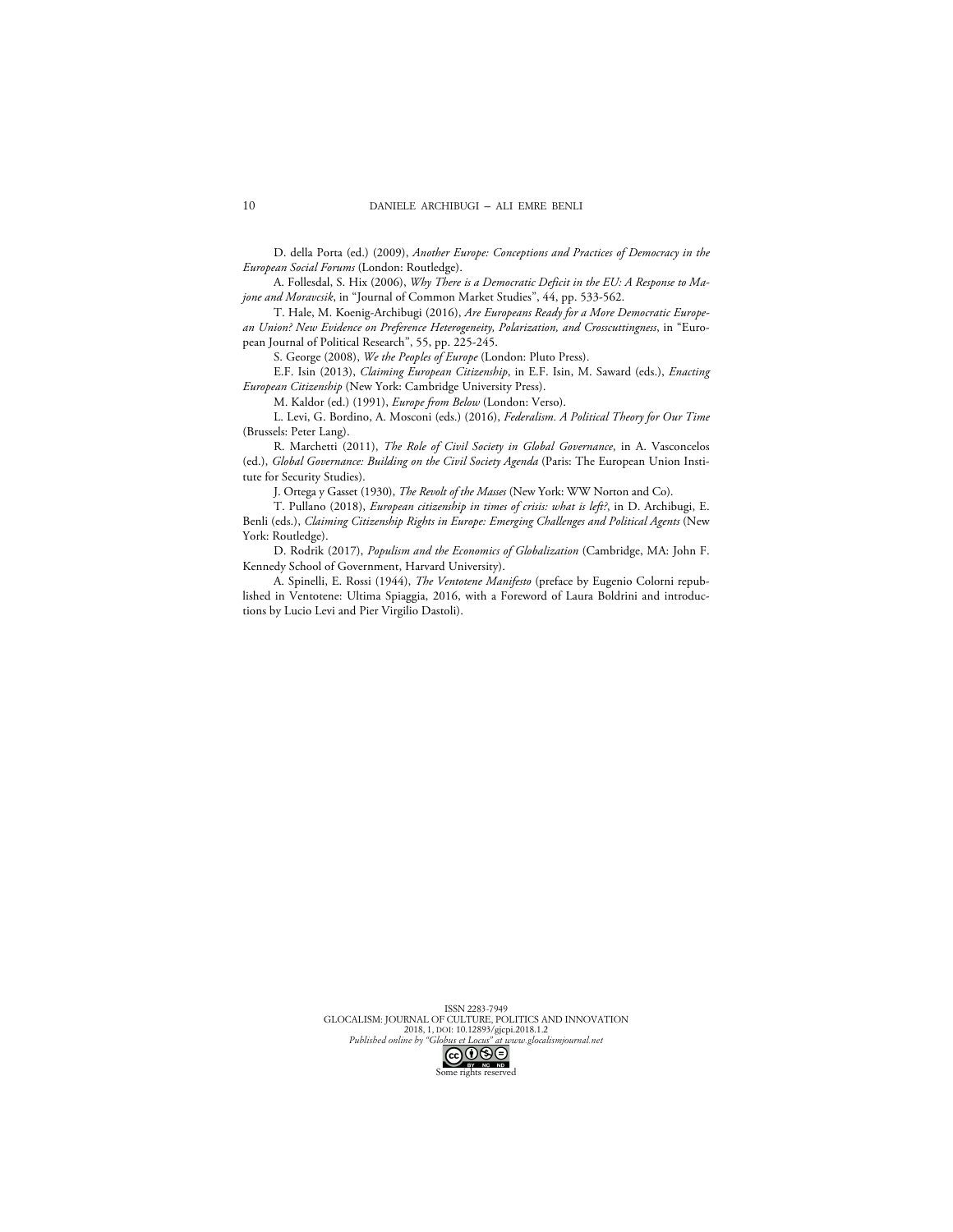D. della Porta (ed.) (2009), *Another Europe: Conceptions and Practices of Democracy in the European Social Forums* (London: Routledge).

A. Follesdal, S. Hix (2006), *Why There is a Democratic Deficit in the EU: A Response to Majone and Moravcsik*, in "Journal of Common Market Studies", 44, pp. 533-562.

T. Hale, M. Koenig-Archibugi (2016), *Are Europeans Ready for a More Democratic European Union? New Evidence on Preference Heterogeneity, Polarization, and Crosscuttingness*, in "European Journal of Political Research", 55, pp. 225-245.

S. George (2008), *We the Peoples of Europe* (London: Pluto Press).

E.F. Isin (2013), *Claiming European Citizenship*, in E.F. Isin, M. Saward (eds.), *Enacting European Citizenship* (New York: Cambridge University Press).

M. Kaldor (ed.) (1991), *Europe from Below* (London: Verso).

L. Levi, G. Bordino, A. Mosconi (eds.) (2016), *Federalism. A Political Theory for Our Time* (Brussels: Peter Lang).

R. Marchetti (2011), *The Role of Civil Society in Global Governance*, in A. Vasconcelos (ed.), *Global Governance: Building on the Civil Society Agenda* (Paris: The European Union Institute for Security Studies).

J. Ortega y Gasset (1930), *The Revolt of the Masses* (New York: WW Norton and Co).

T. Pullano (2018), *European citizenship in times of crisis: what is left?*, in D. Archibugi, E. Benli (eds.), *Claiming Citizenship Rights in Europe: Emerging Challenges and Political Agents* (New York: Routledge).

D. Rodrik (2017), *Populism and the Economics of Globalization* (Cambridge, MA: John F. Kennedy School of Government, Harvard University).

A. Spinelli, E. Rossi (1944), *The Ventotene Manifesto* (preface by Eugenio Colorni republished in Ventotene: Ultima Spiaggia, 2016, with a Foreword of Laura Boldrini and introductions by Lucio Levi and Pier Virgilio Dastoli).